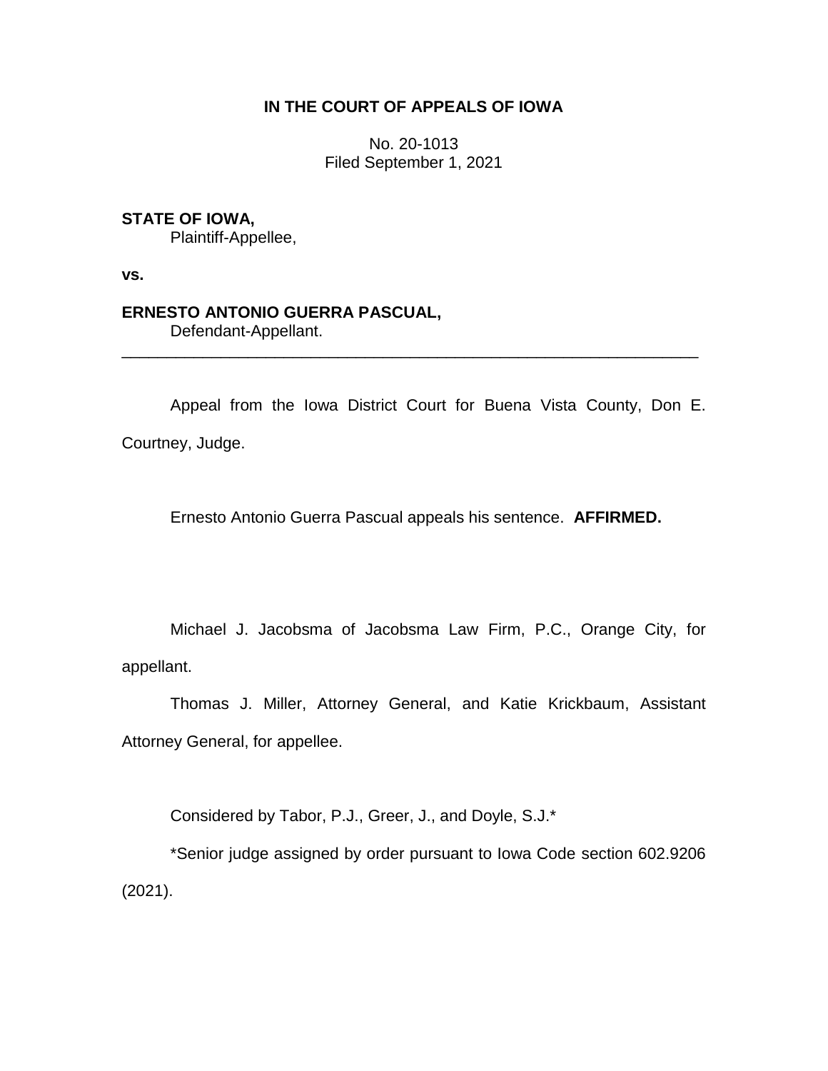**IN THE COURT OF APPEALS OF IOWA**

No. 20-1013
Filed September 1, 2021

**STATE OF IOWA,**
Plaintiff-Appellee,

**vs.**

**ERNESTO ANTONIO GUERRA PASCUAL,**
Defendant-Appellant.

---

Appeal from the Iowa District Court for Buena Vista County, Don E. Courtney, Judge.

Ernesto Antonio Guerra Pascual appeals his sentence. **AFFIRMED.**

Michael J. Jacobsma of Jacobsma Law Firm, P.C., Orange City, for appellant.

Thomas J. Miller, Attorney General, and Katie Krickbaum, Assistant Attorney General, for appellee.

Considered by Tabor, P.J., Greer, J., and Doyle, S.J.*

*Senior judge assigned by order pursuant to Iowa Code section 602.9206 (2021).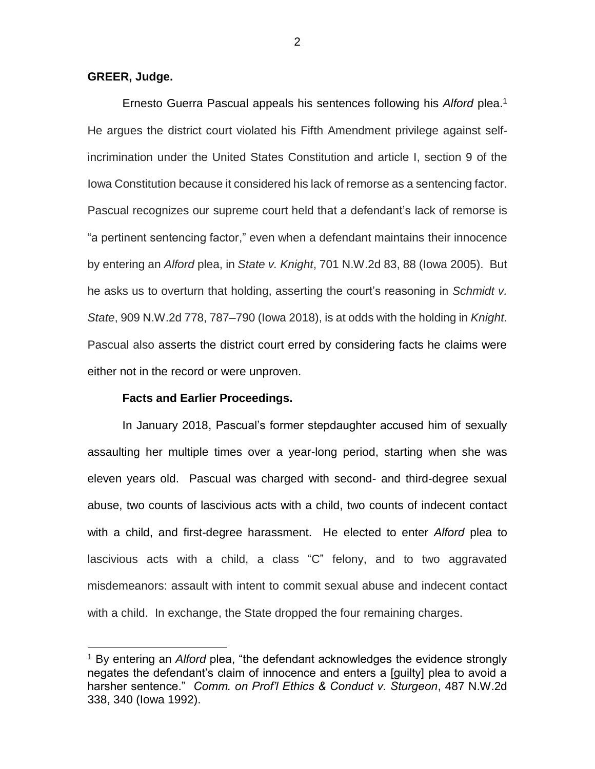**GREER, Judge.**

Ernesto Guerra Pascual appeals his sentences following his *Alford* plea.[1] He argues the district court violated his Fifth Amendment privilege against self-incrimination under the United States Constitution and article I, section 9 of the Iowa Constitution because it considered his lack of remorse as a sentencing factor. Pascual recognizes our supreme court held that a defendant's lack of remorse is "a pertinent sentencing factor," even when a defendant maintains their innocence by entering an *Alford* plea, in *State v. Knight*, 701 N.W.2d 83, 88 (Iowa 2005). But he asks us to overturn that holding, asserting the court's reasoning in *Schmidt v. State*, 909 N.W.2d 778, 787–790 (Iowa 2018), is at odds with the holding in *Knight*. Pascual also asserts the district court erred by considering facts he claims were either not in the record or were unproven.

**Facts and Earlier Proceedings.**

In January 2018, Pascual's former stepdaughter accused him of sexually assaulting her multiple times over a year-long period, starting when she was eleven years old. Pascual was charged with second- and third-degree sexual abuse, two counts of lascivious acts with a child, two counts of indecent contact with a child, and first-degree harassment. He elected to enter *Alford* plea to lascivious acts with a child, a class "C" felony, and to two aggravated misdemeanors: assault with intent to commit sexual abuse and indecent contact with a child. In exchange, the State dropped the four remaining charges.

[1] By entering an *Alford* plea, "the defendant acknowledges the evidence strongly negates the defendant's claim of innocence and enters a [guilty] plea to avoid a harsher sentence." *Comm. on Prof'l Ethics & Conduct v. Sturgeon*, 487 N.W.2d 338, 340 (Iowa 1992).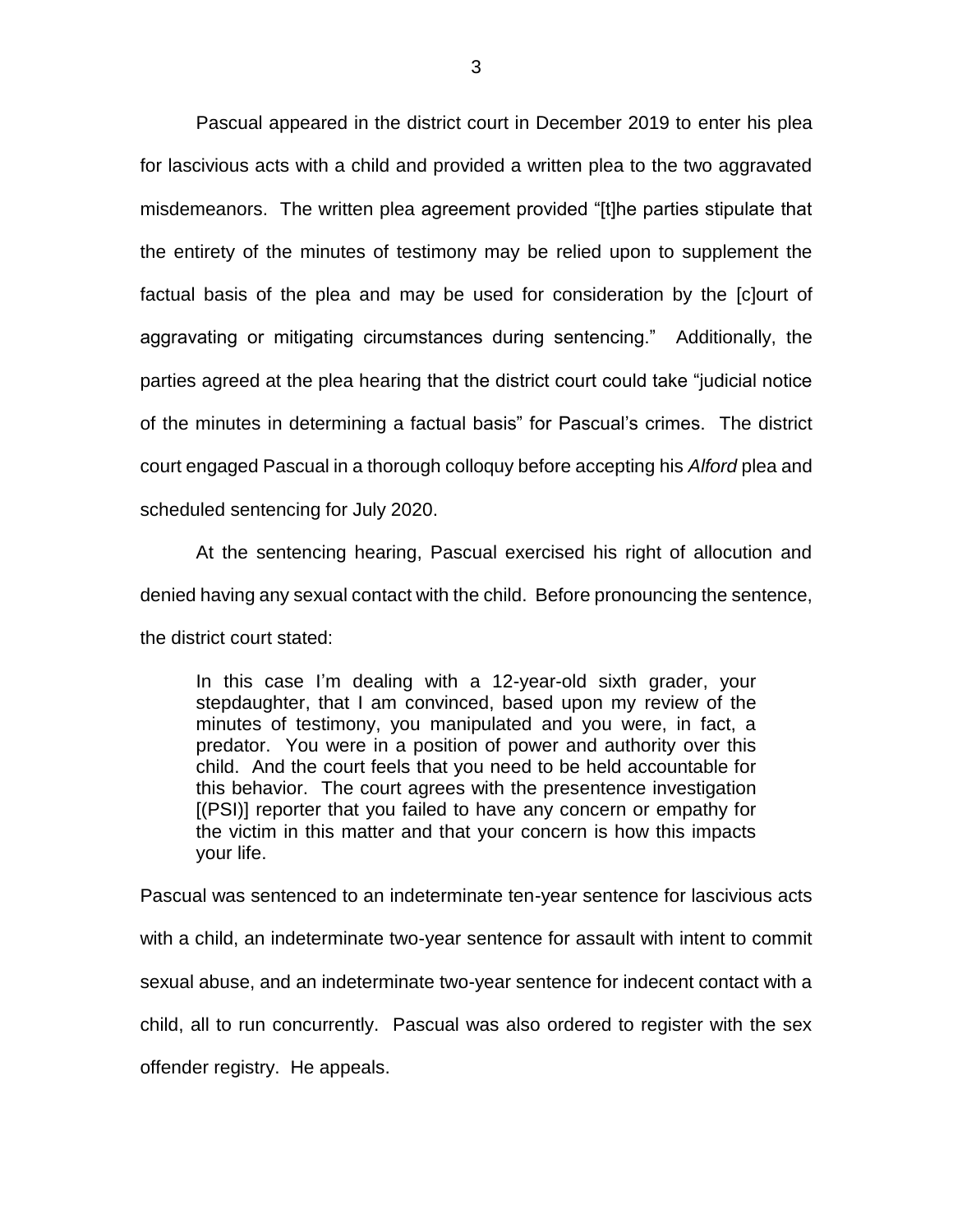Pascual appeared in the district court in December 2019 to enter his plea for lascivious acts with a child and provided a written plea to the two aggravated misdemeanors. The written plea agreement provided "[t]he parties stipulate that the entirety of the minutes of testimony may be relied upon to supplement the factual basis of the plea and may be used for consideration by the [c]ourt of aggravating or mitigating circumstances during sentencing." Additionally, the parties agreed at the plea hearing that the district court could take "judicial notice of the minutes in determining a factual basis" for Pascual's crimes. The district court engaged Pascual in a thorough colloquy before accepting his *Alford* plea and scheduled sentencing for July 2020.

At the sentencing hearing, Pascual exercised his right of allocution and denied having any sexual contact with the child. Before pronouncing the sentence, the district court stated:

> In this case I'm dealing with a 12-year-old sixth grader, your stepdaughter, that I am convinced, based upon my review of the minutes of testimony, you manipulated and you were, in fact, a predator. You were in a position of power and authority over this child. And the court feels that you need to be held accountable for this behavior. The court agrees with the presentence investigation [(PSI)] reporter that you failed to have any concern or empathy for the victim in this matter and that your concern is how this impacts your life.

Pascual was sentenced to an indeterminate ten-year sentence for lascivious acts with a child, an indeterminate two-year sentence for assault with intent to commit sexual abuse, and an indeterminate two-year sentence for indecent contact with a child, all to run concurrently. Pascual was also ordered to register with the sex offender registry. He appeals.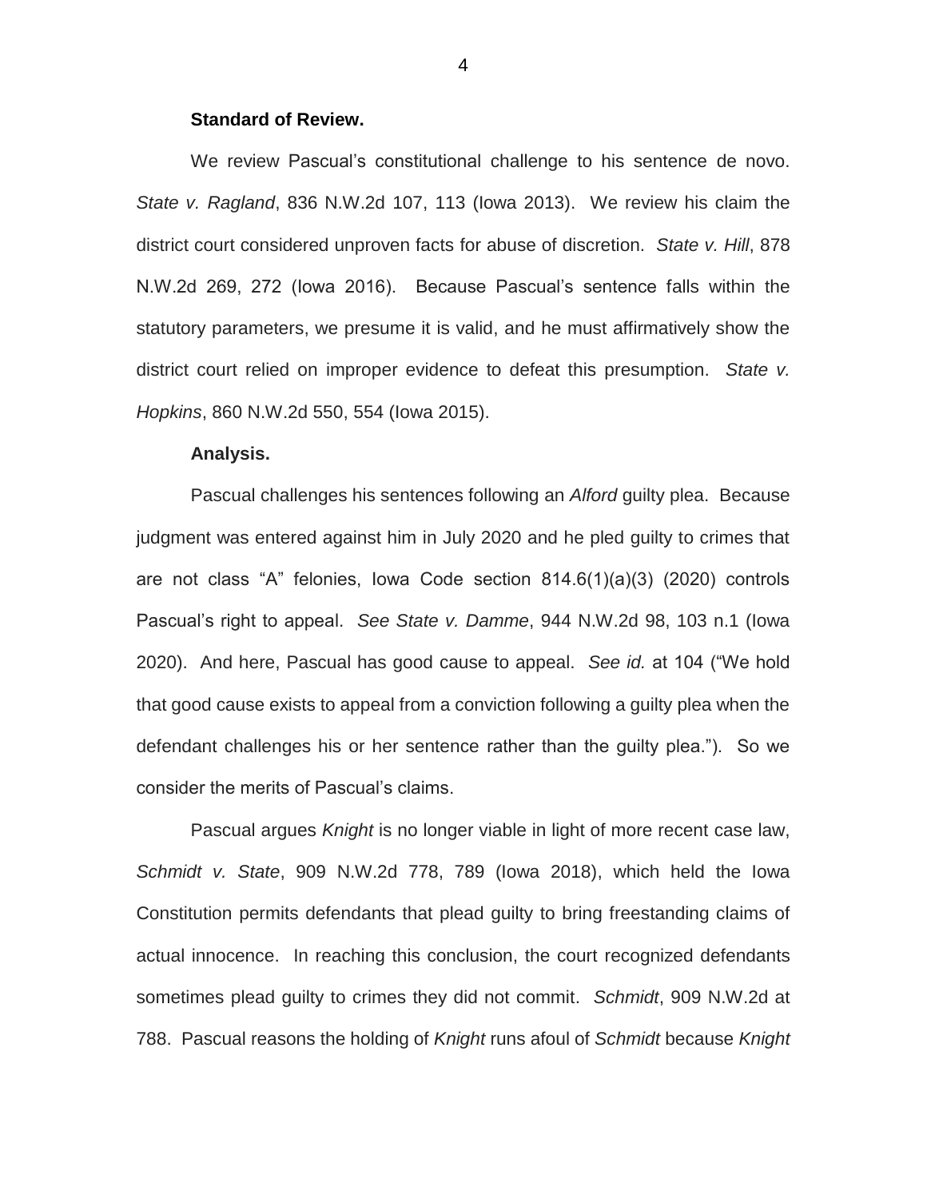**Standard of Review.**

We review Pascual's constitutional challenge to his sentence de novo. *State v. Ragland*, 836 N.W.2d 107, 113 (Iowa 2013). We review his claim the district court considered unproven facts for abuse of discretion. *State v. Hill*, 878 N.W.2d 269, 272 (Iowa 2016). Because Pascual's sentence falls within the statutory parameters, we presume it is valid, and he must affirmatively show the district court relied on improper evidence to defeat this presumption. *State v. Hopkins*, 860 N.W.2d 550, 554 (Iowa 2015).

**Analysis.**

Pascual challenges his sentences following an *Alford* guilty plea. Because judgment was entered against him in July 2020 and he pled guilty to crimes that are not class "A" felonies, Iowa Code section 814.6(1)(a)(3) (2020) controls Pascual's right to appeal. *See State v. Damme*, 944 N.W.2d 98, 103 n.1 (Iowa 2020). And here, Pascual has good cause to appeal. *See id.* at 104 ("We hold that good cause exists to appeal from a conviction following a guilty plea when the defendant challenges his or her sentence rather than the guilty plea."). So we consider the merits of Pascual's claims.

Pascual argues *Knight* is no longer viable in light of more recent case law, *Schmidt v. State*, 909 N.W.2d 778, 789 (Iowa 2018), which held the Iowa Constitution permits defendants that plead guilty to bring freestanding claims of actual innocence. In reaching this conclusion, the court recognized defendants sometimes plead guilty to crimes they did not commit. *Schmidt*, 909 N.W.2d at 788. Pascual reasons the holding of *Knight* runs afoul of *Schmidt* because *Knight*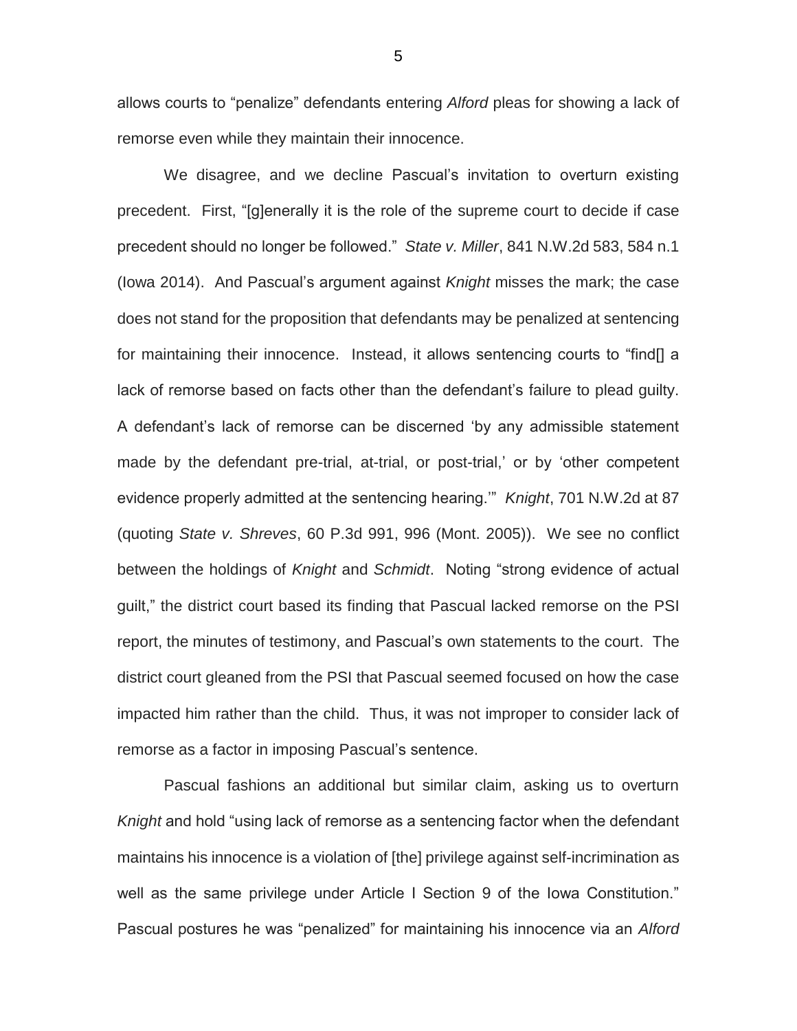allows courts to "penalize" defendants entering *Alford* pleas for showing a lack of remorse even while they maintain their innocence.

We disagree, and we decline Pascual's invitation to overturn existing precedent. First, "[g]enerally it is the role of the supreme court to decide if case precedent should no longer be followed." *State v. Miller*, 841 N.W.2d 583, 584 n.1 (Iowa 2014). And Pascual's argument against *Knight* misses the mark; the case does not stand for the proposition that defendants may be penalized at sentencing for maintaining their innocence. Instead, it allows sentencing courts to "find[] a lack of remorse based on facts other than the defendant's failure to plead guilty. A defendant's lack of remorse can be discerned 'by any admissible statement made by the defendant pre-trial, at-trial, or post-trial,' or by 'other competent evidence properly admitted at the sentencing hearing.'" *Knight*, 701 N.W.2d at 87 (quoting *State v. Shreves*, 60 P.3d 991, 996 (Mont. 2005)). We see no conflict between the holdings of *Knight* and *Schmidt*. Noting "strong evidence of actual guilt," the district court based its finding that Pascual lacked remorse on the PSI report, the minutes of testimony, and Pascual's own statements to the court. The district court gleaned from the PSI that Pascual seemed focused on how the case impacted him rather than the child. Thus, it was not improper to consider lack of remorse as a factor in imposing Pascual's sentence.

Pascual fashions an additional but similar claim, asking us to overturn *Knight* and hold "using lack of remorse as a sentencing factor when the defendant maintains his innocence is a violation of [the] privilege against self-incrimination as well as the same privilege under Article I Section 9 of the Iowa Constitution." Pascual postures he was "penalized" for maintaining his innocence via an *Alford*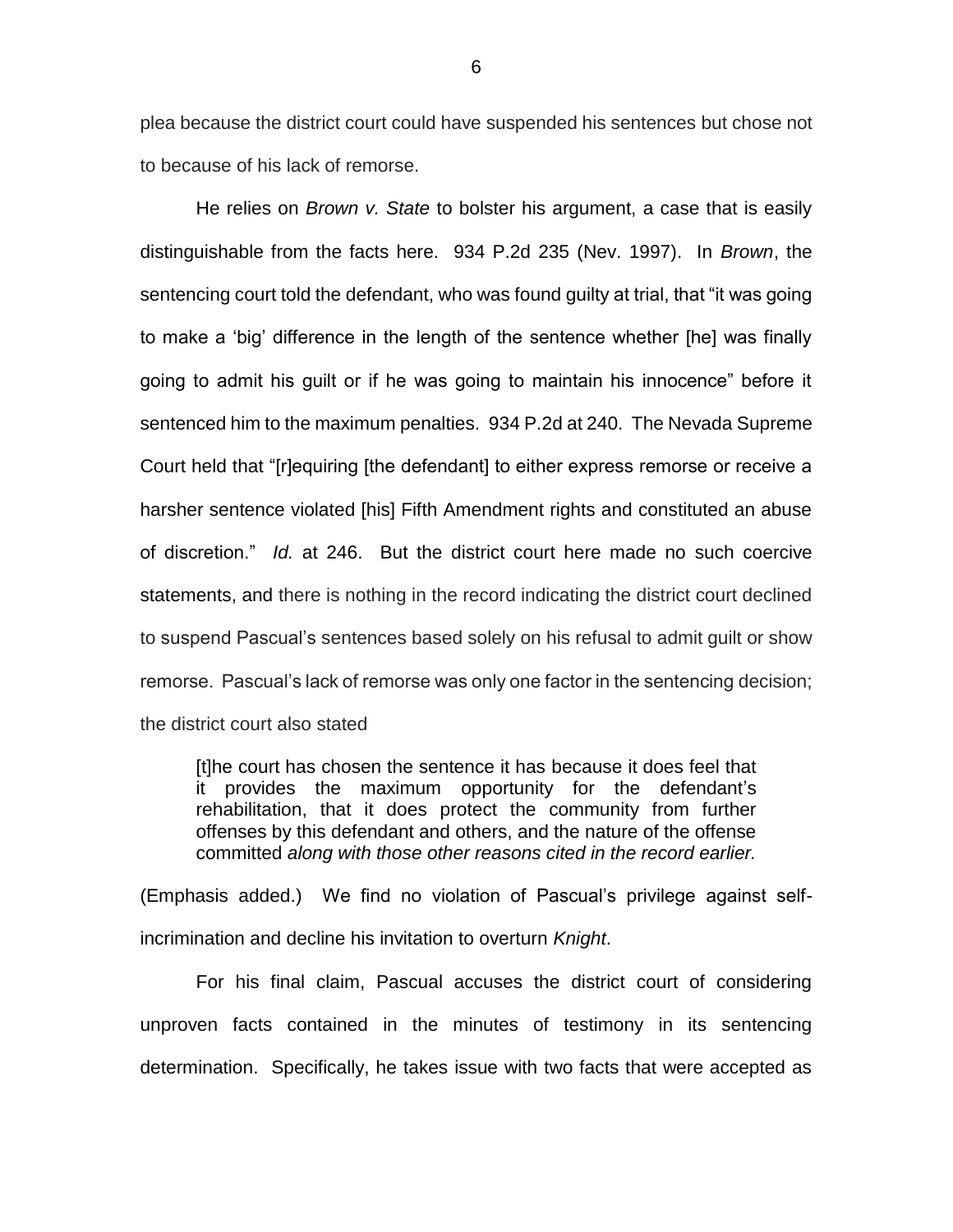plea because the district court could have suspended his sentences but chose not to because of his lack of remorse.

He relies on *Brown v. State* to bolster his argument, a case that is easily distinguishable from the facts here. 934 P.2d 235 (Nev. 1997). In *Brown*, the sentencing court told the defendant, who was found guilty at trial, that "it was going to make a 'big' difference in the length of the sentence whether [he] was finally going to admit his guilt or if he was going to maintain his innocence" before it sentenced him to the maximum penalties. 934 P.2d at 240. The Nevada Supreme Court held that "[r]equiring [the defendant] to either express remorse or receive a harsher sentence violated [his] Fifth Amendment rights and constituted an abuse of discretion." *Id.* at 246. But the district court here made no such coercive statements, and there is nothing in the record indicating the district court declined to suspend Pascual's sentences based solely on his refusal to admit guilt or show remorse. Pascual's lack of remorse was only one factor in the sentencing decision; the district court also stated

> [t]he court has chosen the sentence it has because it does feel that it provides the maximum opportunity for the defendant's rehabilitation, that it does protect the community from further offenses by this defendant and others, and the nature of the offense committed *along with those other reasons cited in the record earlier.*

(Emphasis added.) We find no violation of Pascual's privilege against self-incrimination and decline his invitation to overturn *Knight*.

For his final claim, Pascual accuses the district court of considering unproven facts contained in the minutes of testimony in its sentencing determination. Specifically, he takes issue with two facts that were accepted as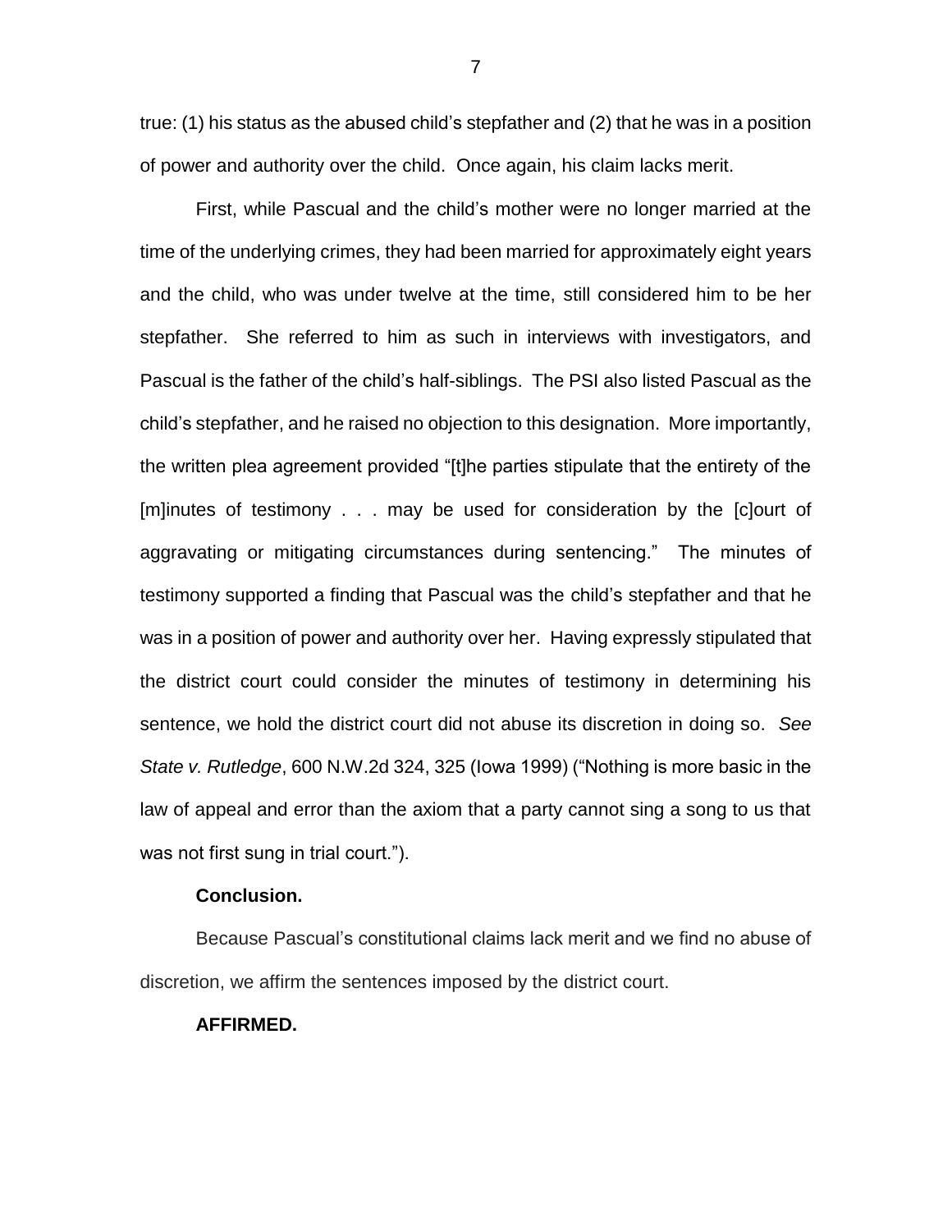true: (1) his status as the abused child's stepfather and (2) that he was in a position of power and authority over the child. Once again, his claim lacks merit.

First, while Pascual and the child's mother were no longer married at the time of the underlying crimes, they had been married for approximately eight years and the child, who was under twelve at the time, still considered him to be her stepfather. She referred to him as such in interviews with investigators, and Pascual is the father of the child's half-siblings. The PSI also listed Pascual as the child's stepfather, and he raised no objection to this designation. More importantly, the written plea agreement provided "[t]he parties stipulate that the entirety of the [m]inutes of testimony . . . may be used for consideration by the [c]ourt of aggravating or mitigating circumstances during sentencing." The minutes of testimony supported a finding that Pascual was the child's stepfather and that he was in a position of power and authority over her. Having expressly stipulated that the district court could consider the minutes of testimony in determining his sentence, we hold the district court did not abuse its discretion in doing so. *See State v. Rutledge*, 600 N.W.2d 324, 325 (Iowa 1999) ("Nothing is more basic in the law of appeal and error than the axiom that a party cannot sing a song to us that was not first sung in trial court.").

**Conclusion.**

Because Pascual's constitutional claims lack merit and we find no abuse of discretion, we affirm the sentences imposed by the district court.

**AFFIRMED.**